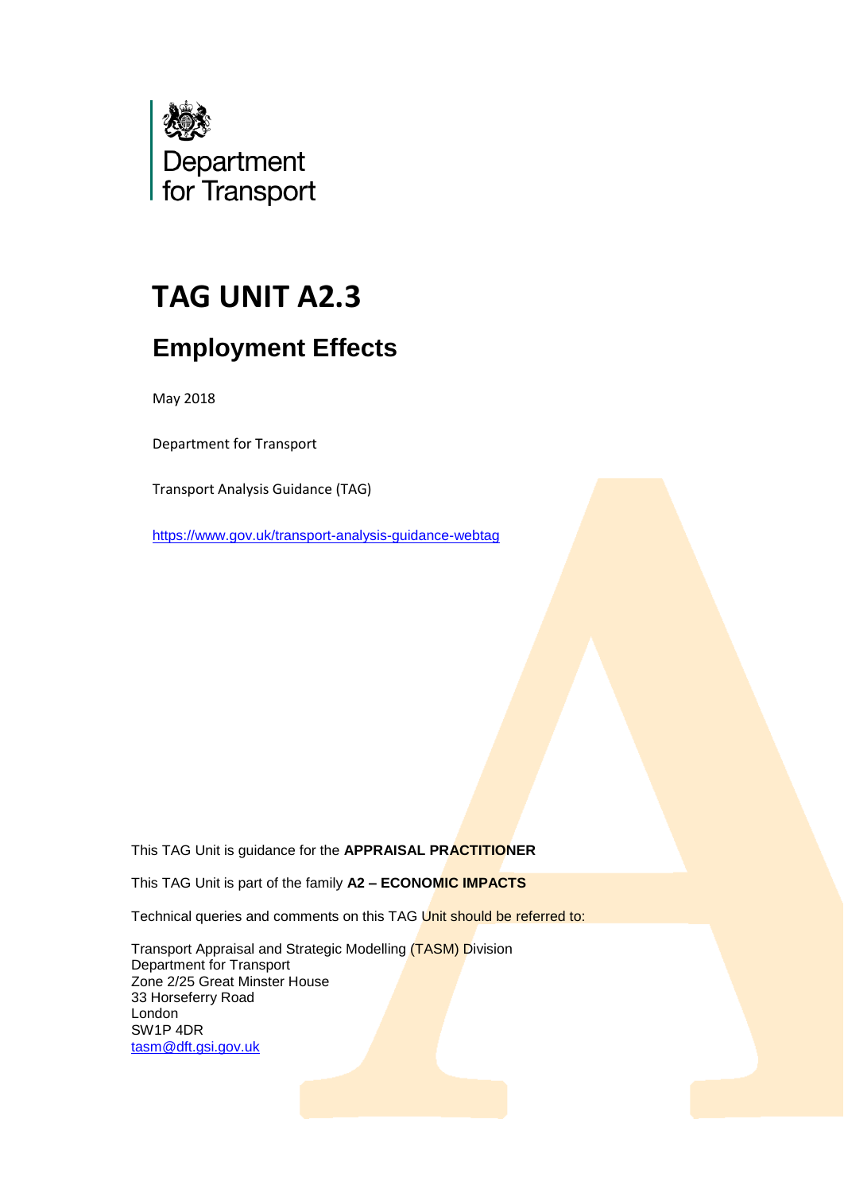Department for Transport

# TAG UNIT A2.3

## Employment Effects

May 2018

Department for Transport

Transport Analysis Guidance (TAG)

https://www.gov.uk/transport-analysis-guidance-webtag

This TAG Unit is guidance for the **APPRAISAL PRACTITIONER**

This TAG Unit is part of the family **A2 – ECONOMIC IMPACTS**

Technical queries and comments on this TAG Unit should be referred to:

Transport Appraisal and Strategic Modelling (TASM) Division
Department for Transport
Zone 2/25 Great Minster House
33 Horseferry Road
London
SW1P 4DR
tasm@dft.gsi.gov.uk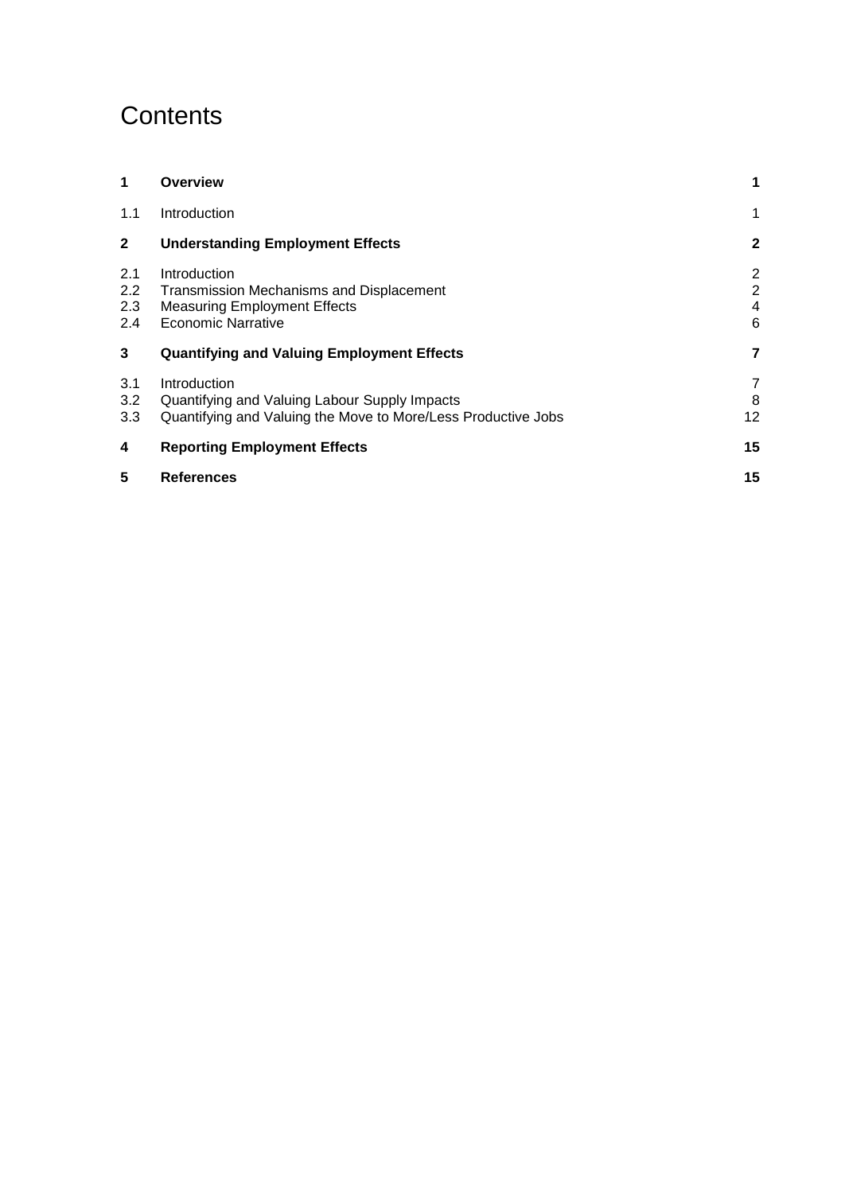# Contents

| | | |
|---|---|---|
| **1** | **Overview** | **1** |
| 1.1 | Introduction | 1 |
| **2** | **Understanding Employment Effects** | **2** |
| 2.1 | Introduction | 2 |
| 2.2 | Transmission Mechanisms and Displacement | 2 |
| 2.3 | Measuring Employment Effects | 4 |
| 2.4 | Economic Narrative | 6 |
| **3** | **Quantifying and Valuing Employment Effects** | **7** |
| 3.1 | Introduction | 7 |
| 3.2 | Quantifying and Valuing Labour Supply Impacts | 8 |
| 3.3 | Quantifying and Valuing the Move to More/Less Productive Jobs | 12 |
| **4** | **Reporting Employment Effects** | **15** |
| **5** | **References** | **15** |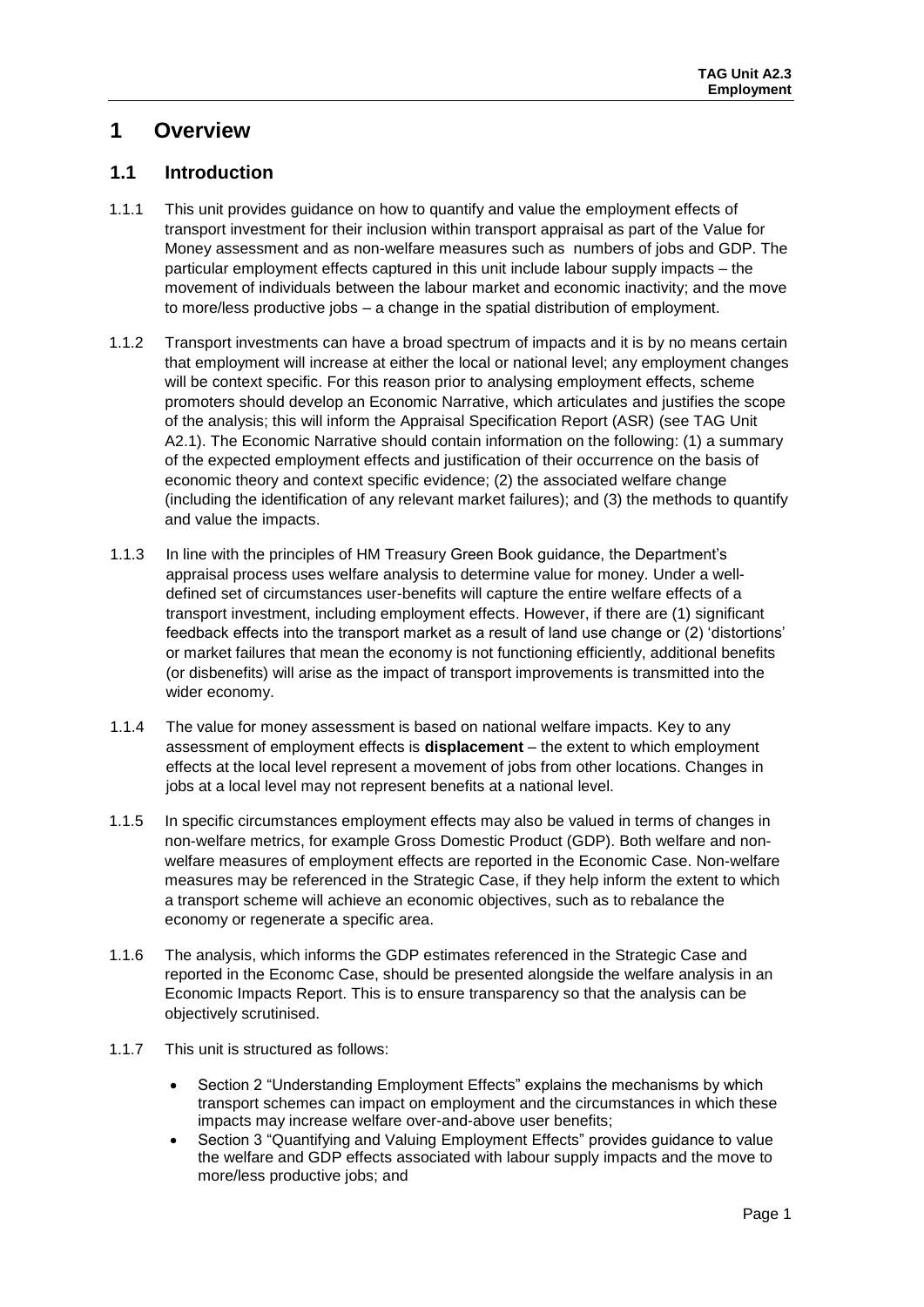# 1 Overview

## 1.1 Introduction

1.1.1 This unit provides guidance on how to quantify and value the employment effects of transport investment for their inclusion within transport appraisal as part of the Value for Money assessment and as non-welfare measures such as numbers of jobs and GDP. The particular employment effects captured in this unit include labour supply impacts – the movement of individuals between the labour market and economic inactivity; and the move to more/less productive jobs – a change in the spatial distribution of employment.

1.1.2 Transport investments can have a broad spectrum of impacts and it is by no means certain that employment will increase at either the local or national level; any employment changes will be context specific. For this reason prior to analysing employment effects, scheme promoters should develop an Economic Narrative, which articulates and justifies the scope of the analysis; this will inform the Appraisal Specification Report (ASR) (see TAG Unit A2.1). The Economic Narrative should contain information on the following: (1) a summary of the expected employment effects and justification of their occurrence on the basis of economic theory and context specific evidence; (2) the associated welfare change (including the identification of any relevant market failures); and (3) the methods to quantify and value the impacts.

1.1.3 In line with the principles of HM Treasury Green Book guidance, the Department's appraisal process uses welfare analysis to determine value for money. Under a well-defined set of circumstances user-benefits will capture the entire welfare effects of a transport investment, including employment effects. However, if there are (1) significant feedback effects into the transport market as a result of land use change or (2) 'distortions' or market failures that mean the economy is not functioning efficiently, additional benefits (or disbenefits) will arise as the impact of transport improvements is transmitted into the wider economy.

1.1.4 The value for money assessment is based on national welfare impacts. Key to any assessment of employment effects is **displacement** – the extent to which employment effects at the local level represent a movement of jobs from other locations. Changes in jobs at a local level may not represent benefits at a national level.

1.1.5 In specific circumstances employment effects may also be valued in terms of changes in non-welfare metrics, for example Gross Domestic Product (GDP). Both welfare and non-welfare measures of employment effects are reported in the Economic Case. Non-welfare measures may be referenced in the Strategic Case, if they help inform the extent to which a transport scheme will achieve an economic objectives, such as to rebalance the economy or regenerate a specific area.

1.1.6 The analysis, which informs the GDP estimates referenced in the Strategic Case and reported in the Economc Case, should be presented alongside the welfare analysis in an Economic Impacts Report. This is to ensure transparency so that the analysis can be objectively scrutinised.

1.1.7 This unit is structured as follows:

- Section 2 "Understanding Employment Effects" explains the mechanisms by which transport schemes can impact on employment and the circumstances in which these impacts may increase welfare over-and-above user benefits;
- Section 3 "Quantifying and Valuing Employment Effects" provides guidance to value the welfare and GDP effects associated with labour supply impacts and the move to more/less productive jobs; and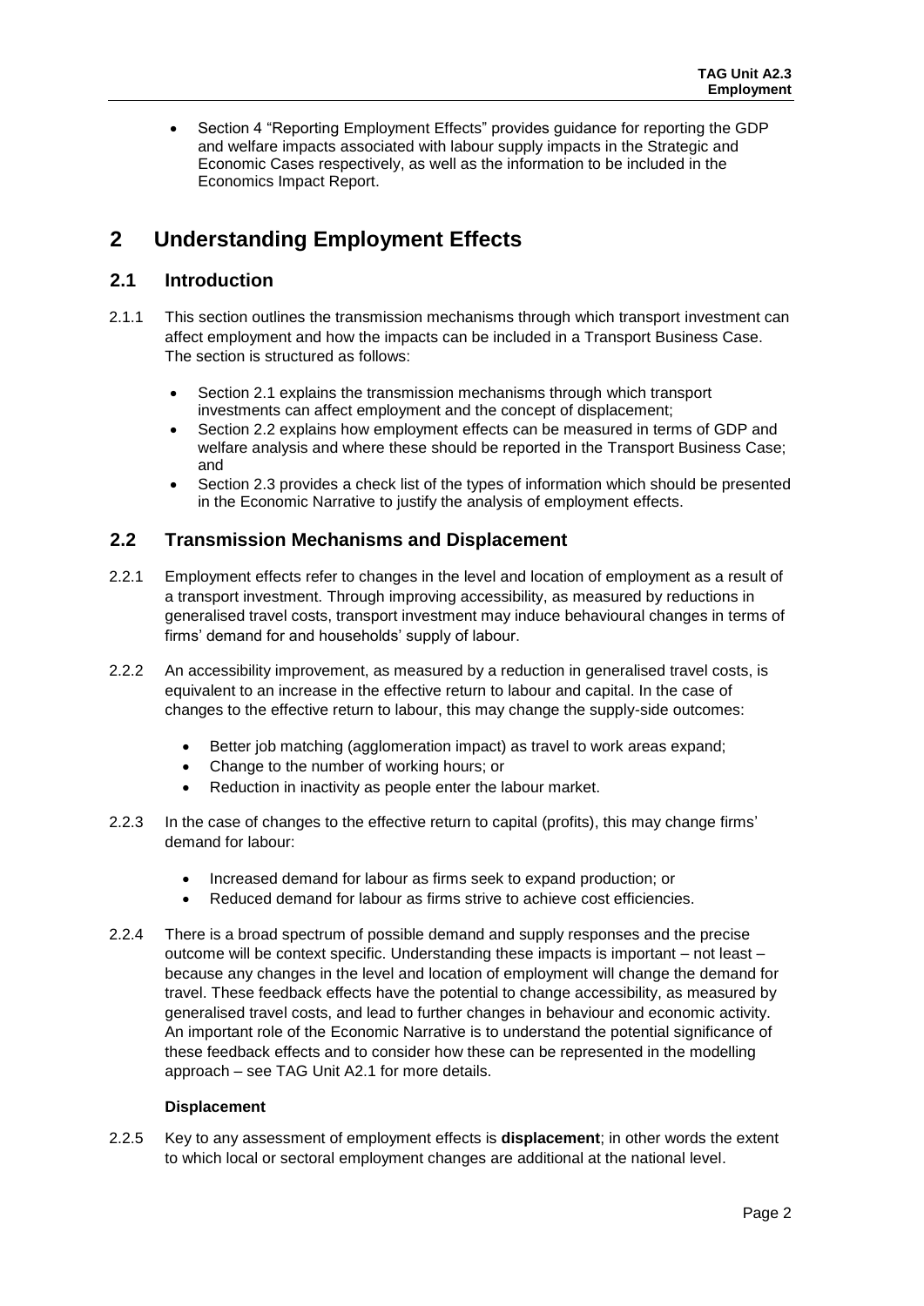- Section 4 "Reporting Employment Effects" provides guidance for reporting the GDP and welfare impacts associated with labour supply impacts in the Strategic and Economic Cases respectively, as well as the information to be included in the Economics Impact Report.

# 2 Understanding Employment Effects

## 2.1 Introduction

2.1.1 This section outlines the transmission mechanisms through which transport investment can affect employment and how the impacts can be included in a Transport Business Case. The section is structured as follows:

- Section 2.1 explains the transmission mechanisms through which transport investments can affect employment and the concept of displacement;
- Section 2.2 explains how employment effects can be measured in terms of GDP and welfare analysis and where these should be reported in the Transport Business Case; and
- Section 2.3 provides a check list of the types of information which should be presented in the Economic Narrative to justify the analysis of employment effects.

## 2.2 Transmission Mechanisms and Displacement

2.2.1 Employment effects refer to changes in the level and location of employment as a result of a transport investment. Through improving accessibility, as measured by reductions in generalised travel costs, transport investment may induce behavioural changes in terms of firms' demand for and households' supply of labour.

2.2.2 An accessibility improvement, as measured by a reduction in generalised travel costs, is equivalent to an increase in the effective return to labour and capital. In the case of changes to the effective return to labour, this may change the supply-side outcomes:

- Better job matching (agglomeration impact) as travel to work areas expand;
- Change to the number of working hours; or
- Reduction in inactivity as people enter the labour market.

2.2.3 In the case of changes to the effective return to capital (profits), this may change firms' demand for labour:

- Increased demand for labour as firms seek to expand production; or
- Reduced demand for labour as firms strive to achieve cost efficiencies.

2.2.4 There is a broad spectrum of possible demand and supply responses and the precise outcome will be context specific. Understanding these impacts is important – not least – because any changes in the level and location of employment will change the demand for travel. These feedback effects have the potential to change accessibility, as measured by generalised travel costs, and lead to further changes in behaviour and economic activity. An important role of the Economic Narrative is to understand the potential significance of these feedback effects and to consider how these can be represented in the modelling approach – see TAG Unit A2.1 for more details.

**Displacement**

2.2.5 Key to any assessment of employment effects is **displacement**; in other words the extent to which local or sectoral employment changes are additional at the national level.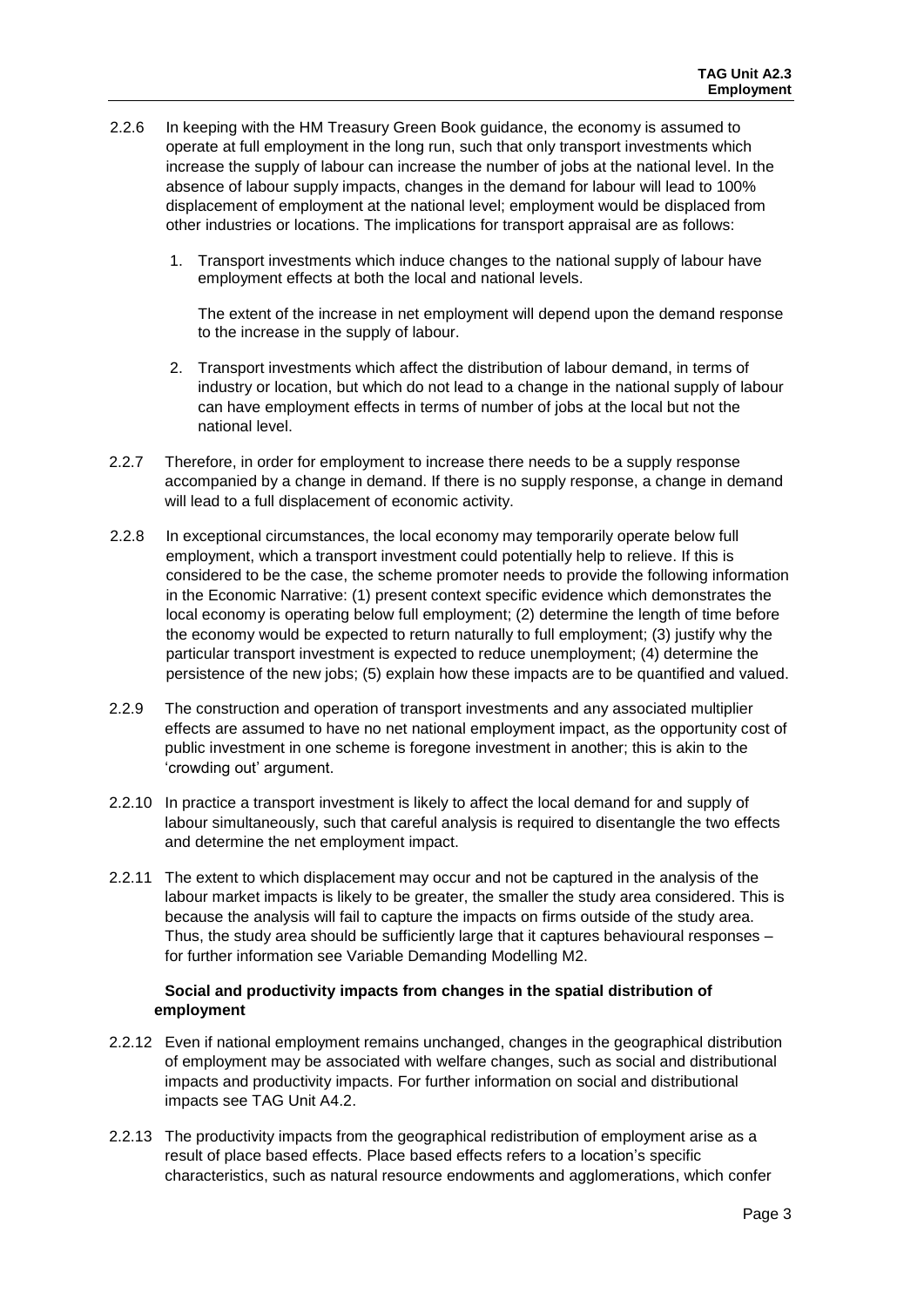2.2.6 In keeping with the HM Treasury Green Book guidance, the economy is assumed to operate at full employment in the long run, such that only transport investments which increase the supply of labour can increase the number of jobs at the national level. In the absence of labour supply impacts, changes in the demand for labour will lead to 100% displacement of employment at the national level; employment would be displaced from other industries or locations. The implications for transport appraisal are as follows:

1. Transport investments which induce changes to the national supply of labour have employment effects at both the local and national levels.

   The extent of the increase in net employment will depend upon the demand response to the increase in the supply of labour.

2. Transport investments which affect the distribution of labour demand, in terms of industry or location, but which do not lead to a change in the national supply of labour can have employment effects in terms of number of jobs at the local but not the national level.

2.2.7 Therefore, in order for employment to increase there needs to be a supply response accompanied by a change in demand. If there is no supply response, a change in demand will lead to a full displacement of economic activity.

2.2.8 In exceptional circumstances, the local economy may temporarily operate below full employment, which a transport investment could potentially help to relieve. If this is considered to be the case, the scheme promoter needs to provide the following information in the Economic Narrative: (1) present context specific evidence which demonstrates the local economy is operating below full employment; (2) determine the length of time before the economy would be expected to return naturally to full employment; (3) justify why the particular transport investment is expected to reduce unemployment; (4) determine the persistence of the new jobs; (5) explain how these impacts are to be quantified and valued.

2.2.9 The construction and operation of transport investments and any associated multiplier effects are assumed to have no net national employment impact, as the opportunity cost of public investment in one scheme is foregone investment in another; this is akin to the 'crowding out' argument.

2.2.10 In practice a transport investment is likely to affect the local demand for and supply of labour simultaneously, such that careful analysis is required to disentangle the two effects and determine the net employment impact.

2.2.11 The extent to which displacement may occur and not be captured in the analysis of the labour market impacts is likely to be greater, the smaller the study area considered. This is because the analysis will fail to capture the impacts on firms outside of the study area. Thus, the study area should be sufficiently large that it captures behavioural responses – for further information see Variable Demanding Modelling M2.

**Social and productivity impacts from changes in the spatial distribution of employment**

2.2.12 Even if national employment remains unchanged, changes in the geographical distribution of employment may be associated with welfare changes, such as social and distributional impacts and productivity impacts. For further information on social and distributional impacts see TAG Unit A4.2.

2.2.13 The productivity impacts from the geographical redistribution of employment arise as a result of place based effects. Place based effects refers to a location's specific characteristics, such as natural resource endowments and agglomerations, which confer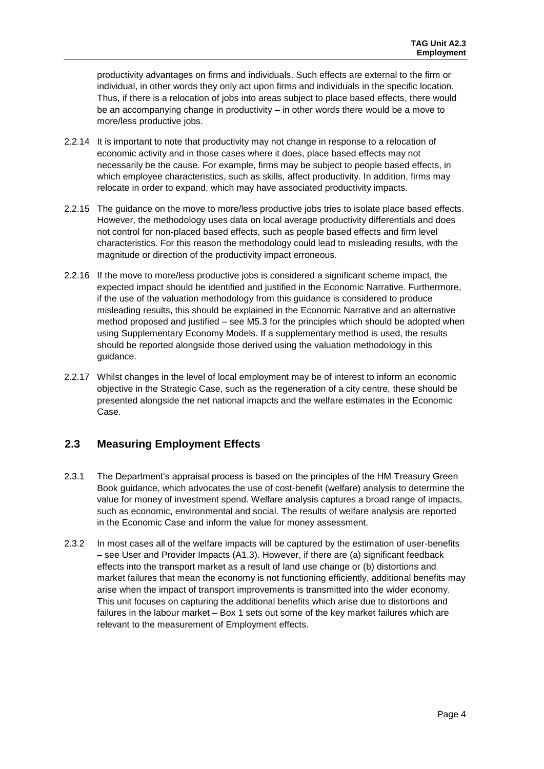productivity advantages on firms and individuals. Such effects are external to the firm or individual, in other words they only act upon firms and individuals in the specific location. Thus, if there is a relocation of jobs into areas subject to place based effects, there would be an accompanying change in productivity – in other words there would be a move to more/less productive jobs.

2.2.14 It is important to note that productivity may not change in response to a relocation of economic activity and in those cases where it does, place based effects may not necessarily be the cause. For example, firms may be subject to people based effects, in which employee characteristics, such as skills, affect productivity. In addition, firms may relocate in order to expand, which may have associated productivity impacts.

2.2.15 The guidance on the move to more/less productive jobs tries to isolate place based effects. However, the methodology uses data on local average productivity differentials and does not control for non-placed based effects, such as people based effects and firm level characteristics. For this reason the methodology could lead to misleading results, with the magnitude or direction of the productivity impact erroneous.

2.2.16 If the move to more/less productive jobs is considered a significant scheme impact, the expected impact should be identified and justified in the Economic Narrative. Furthermore, if the use of the valuation methodology from this guidance is considered to produce misleading results, this should be explained in the Economic Narrative and an alternative method proposed and justified – see M5.3 for the principles which should be adopted when using Supplementary Economy Models. If a supplementary method is used, the results should be reported alongside those derived using the valuation methodology in this guidance.

2.2.17 Whilst changes in the level of local employment may be of interest to inform an economic objective in the Strategic Case, such as the regeneration of a city centre, these should be presented alongside the net national imapcts and the welfare estimates in the Economic Case.

## 2.3 Measuring Employment Effects

2.3.1 The Department's appraisal process is based on the principles of the HM Treasury Green Book guidance, which advocates the use of cost-benefit (welfare) analysis to determine the value for money of investment spend. Welfare analysis captures a broad range of impacts, such as economic, environmental and social. The results of welfare analysis are reported in the Economic Case and inform the value for money assessment.

2.3.2 In most cases all of the welfare impacts will be captured by the estimation of user-benefits – see User and Provider Impacts (A1.3). However, if there are (a) significant feedback effects into the transport market as a result of land use change or (b) distortions and market failures that mean the economy is not functioning efficiently, additional benefits may arise when the impact of transport improvements is transmitted into the wider economy. This unit focuses on capturing the additional benefits which arise due to distortions and failures in the labour market – Box 1 sets out some of the key market failures which are relevant to the measurement of Employment effects.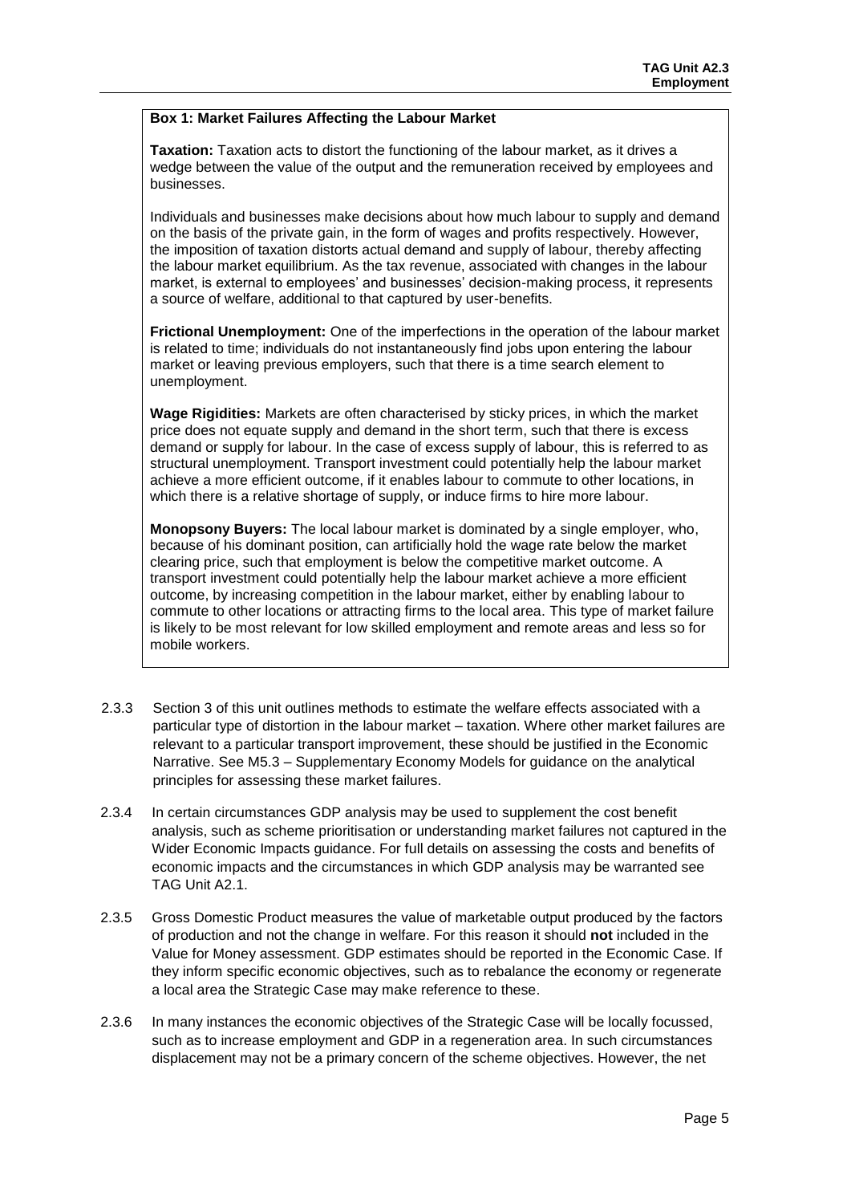**Box 1: Market Failures Affecting the Labour Market**

**Taxation:** Taxation acts to distort the functioning of the labour market, as it drives a wedge between the value of the output and the remuneration received by employees and businesses.

Individuals and businesses make decisions about how much labour to supply and demand on the basis of the private gain, in the form of wages and profits respectively. However, the imposition of taxation distorts actual demand and supply of labour, thereby affecting the labour market equilibrium. As the tax revenue, associated with changes in the labour market, is external to employees' and businesses' decision-making process, it represents a source of welfare, additional to that captured by user-benefits.

**Frictional Unemployment:** One of the imperfections in the operation of the labour market is related to time; individuals do not instantaneously find jobs upon entering the labour market or leaving previous employers, such that there is a time search element to unemployment.

**Wage Rigidities:** Markets are often characterised by sticky prices, in which the market price does not equate supply and demand in the short term, such that there is excess demand or supply for labour. In the case of excess supply of labour, this is referred to as structural unemployment. Transport investment could potentially help the labour market achieve a more efficient outcome, if it enables labour to commute to other locations, in which there is a relative shortage of supply, or induce firms to hire more labour.

**Monopsony Buyers:** The local labour market is dominated by a single employer, who, because of his dominant position, can artificially hold the wage rate below the market clearing price, such that employment is below the competitive market outcome. A transport investment could potentially help the labour market achieve a more efficient outcome, by increasing competition in the labour market, either by enabling labour to commute to other locations or attracting firms to the local area. This type of market failure is likely to be most relevant for low skilled employment and remote areas and less so for mobile workers.

2.3.3 Section 3 of this unit outlines methods to estimate the welfare effects associated with a particular type of distortion in the labour market – taxation. Where other market failures are relevant to a particular transport improvement, these should be justified in the Economic Narrative. See M5.3 – Supplementary Economy Models for guidance on the analytical principles for assessing these market failures.

2.3.4 In certain circumstances GDP analysis may be used to supplement the cost benefit analysis, such as scheme prioritisation or understanding market failures not captured in the Wider Economic Impacts guidance. For full details on assessing the costs and benefits of economic impacts and the circumstances in which GDP analysis may be warranted see TAG Unit A2.1.

2.3.5 Gross Domestic Product measures the value of marketable output produced by the factors of production and not the change in welfare. For this reason it should **not** included in the Value for Money assessment. GDP estimates should be reported in the Economic Case. If they inform specific economic objectives, such as to rebalance the economy or regenerate a local area the Strategic Case may make reference to these.

2.3.6 In many instances the economic objectives of the Strategic Case will be locally focussed, such as to increase employment and GDP in a regeneration area. In such circumstances displacement may not be a primary concern of the scheme objectives. However, the net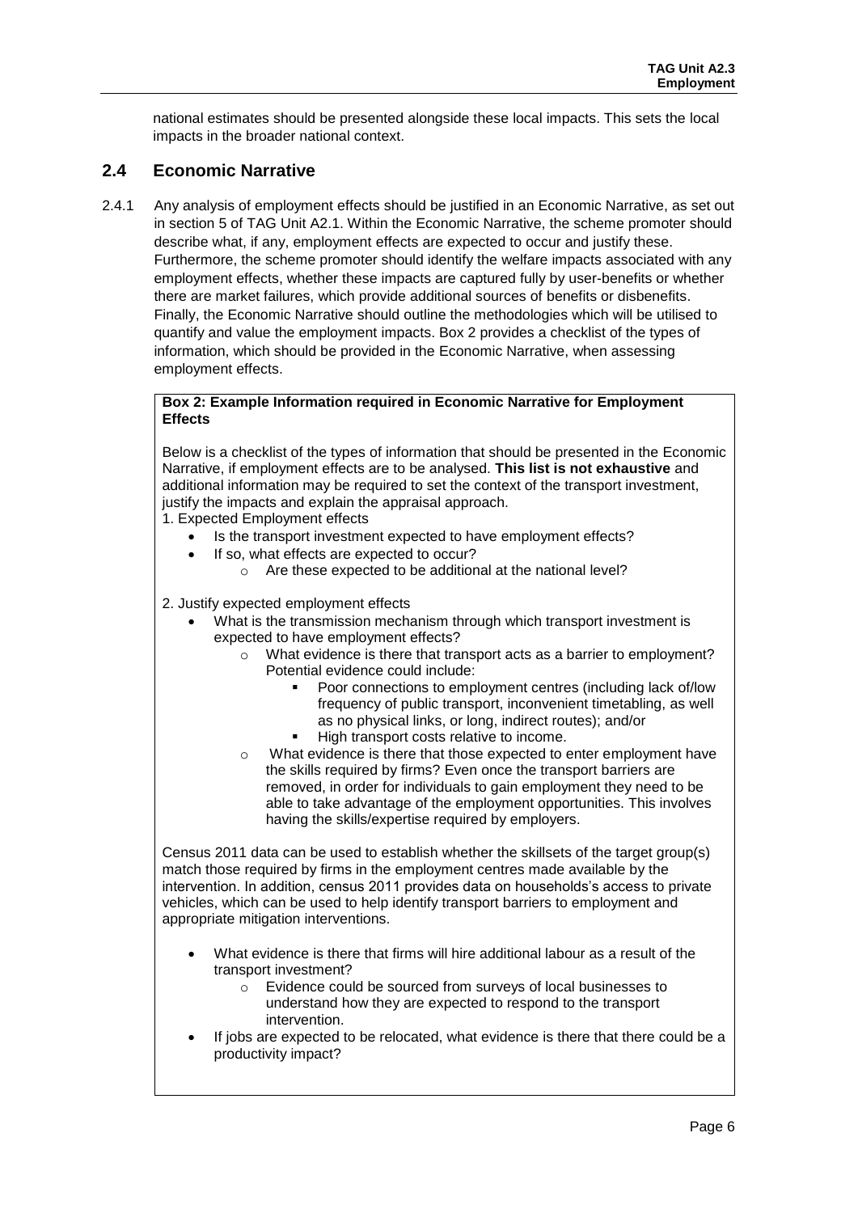national estimates should be presented alongside these local impacts. This sets the local impacts in the broader national context.

## 2.4 Economic Narrative

2.4.1 Any analysis of employment effects should be justified in an Economic Narrative, as set out in section 5 of TAG Unit A2.1. Within the Economic Narrative, the scheme promoter should describe what, if any, employment effects are expected to occur and justify these. Furthermore, the scheme promoter should identify the welfare impacts associated with any employment effects, whether these impacts are captured fully by user-benefits or whether there are market failures, which provide additional sources of benefits or disbenefits. Finally, the Economic Narrative should outline the methodologies which will be utilised to quantify and value the employment impacts. Box 2 provides a checklist of the types of information, which should be provided in the Economic Narrative, when assessing employment effects.

**Box 2: Example Information required in Economic Narrative for Employment Effects**

Below is a checklist of the types of information that should be presented in the Economic Narrative, if employment effects are to be analysed. **This list is not exhaustive** and additional information may be required to set the context of the transport investment, justify the impacts and explain the appraisal approach.

1. Expected Employment effects
   - Is the transport investment expected to have employment effects?
   - If so, what effects are expected to occur?
     - Are these expected to be additional at the national level?

2. Justify expected employment effects
   - What is the transmission mechanism through which transport investment is expected to have employment effects?
     - What evidence is there that transport acts as a barrier to employment? Potential evidence could include:
       - Poor connections to employment centres (including lack of/low frequency of public transport, inconvenient timetabling, as well as no physical links, or long, indirect routes); and/or
       - High transport costs relative to income.
     - What evidence is there that those expected to enter employment have the skills required by firms? Even once the transport barriers are removed, in order for individuals to gain employment they need to be able to take advantage of the employment opportunities. This involves having the skills/expertise required by employers.

Census 2011 data can be used to establish whether the skillsets of the target group(s) match those required by firms in the employment centres made available by the intervention. In addition, census 2011 provides data on households's access to private vehicles, which can be used to help identify transport barriers to employment and appropriate mitigation interventions.

- What evidence is there that firms will hire additional labour as a result of the transport investment?
  - Evidence could be sourced from surveys of local businesses to understand how they are expected to respond to the transport intervention.
- If jobs are expected to be relocated, what evidence is there that there could be a productivity impact?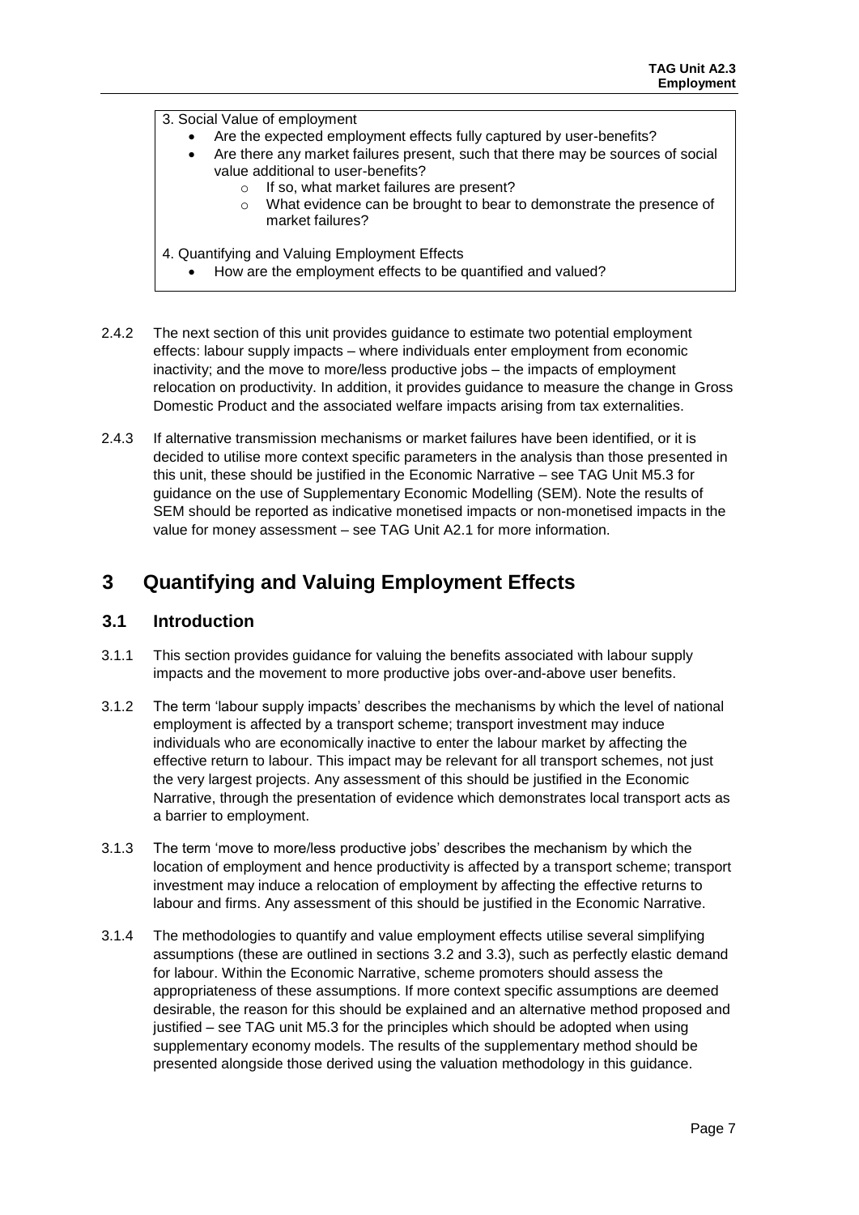3. Social Value of employment
   - Are the expected employment effects fully captured by user-benefits?
   - Are there any market failures present, such that there may be sources of social value additional to user-benefits?
     - If so, what market failures are present?
     - What evidence can be brought to bear to demonstrate the presence of market failures?

4. Quantifying and Valuing Employment Effects
   - How are the employment effects to be quantified and valued?

2.4.2 The next section of this unit provides guidance to estimate two potential employment effects: labour supply impacts – where individuals enter employment from economic inactivity; and the move to more/less productive jobs – the impacts of employment relocation on productivity. In addition, it provides guidance to measure the change in Gross Domestic Product and the associated welfare impacts arising from tax externalities.

2.4.3 If alternative transmission mechanisms or market failures have been identified, or it is decided to utilise more context specific parameters in the analysis than those presented in this unit, these should be justified in the Economic Narrative – see TAG Unit M5.3 for guidance on the use of Supplementary Economic Modelling (SEM). Note the results of SEM should be reported as indicative monetised impacts or non-monetised impacts in the value for money assessment – see TAG Unit A2.1 for more information.

# 3 Quantifying and Valuing Employment Effects

## 3.1 Introduction

3.1.1 This section provides guidance for valuing the benefits associated with labour supply impacts and the movement to more productive jobs over-and-above user benefits.

3.1.2 The term 'labour supply impacts' describes the mechanisms by which the level of national employment is affected by a transport scheme; transport investment may induce individuals who are economically inactive to enter the labour market by affecting the effective return to labour. This impact may be relevant for all transport schemes, not just the very largest projects. Any assessment of this should be justified in the Economic Narrative, through the presentation of evidence which demonstrates local transport acts as a barrier to employment.

3.1.3 The term 'move to more/less productive jobs' describes the mechanism by which the location of employment and hence productivity is affected by a transport scheme; transport investment may induce a relocation of employment by affecting the effective returns to labour and firms. Any assessment of this should be justified in the Economic Narrative.

3.1.4 The methodologies to quantify and value employment effects utilise several simplifying assumptions (these are outlined in sections 3.2 and 3.3), such as perfectly elastic demand for labour. Within the Economic Narrative, scheme promoters should assess the appropriateness of these assumptions. If more context specific assumptions are deemed desirable, the reason for this should be explained and an alternative method proposed and justified – see TAG unit M5.3 for the principles which should be adopted when using supplementary economy models. The results of the supplementary method should be presented alongside those derived using the valuation methodology in this guidance.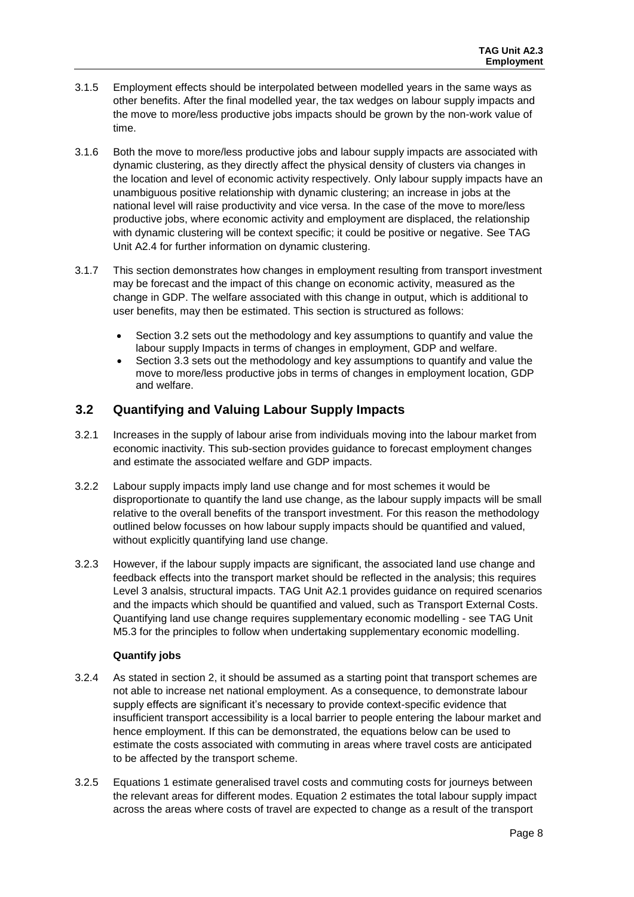3.1.5 Employment effects should be interpolated between modelled years in the same ways as other benefits. After the final modelled year, the tax wedges on labour supply impacts and the move to more/less productive jobs impacts should be grown by the non-work value of time.

3.1.6 Both the move to more/less productive jobs and labour supply impacts are associated with dynamic clustering, as they directly affect the physical density of clusters via changes in the location and level of economic activity respectively. Only labour supply impacts have an unambiguous positive relationship with dynamic clustering; an increase in jobs at the national level will raise productivity and vice versa. In the case of the move to more/less productive jobs, where economic activity and employment are displaced, the relationship with dynamic clustering will be context specific; it could be positive or negative. See TAG Unit A2.4 for further information on dynamic clustering.

3.1.7 This section demonstrates how changes in employment resulting from transport investment may be forecast and the impact of this change on economic activity, measured as the change in GDP. The welfare associated with this change in output, which is additional to user benefits, may then be estimated. This section is structured as follows:

- Section 3.2 sets out the methodology and key assumptions to quantify and value the labour supply Impacts in terms of changes in employment, GDP and welfare.
- Section 3.3 sets out the methodology and key assumptions to quantify and value the move to more/less productive jobs in terms of changes in employment location, GDP and welfare.

## 3.2 Quantifying and Valuing Labour Supply Impacts

3.2.1 Increases in the supply of labour arise from individuals moving into the labour market from economic inactivity. This sub-section provides guidance to forecast employment changes and estimate the associated welfare and GDP impacts.

3.2.2 Labour supply impacts imply land use change and for most schemes it would be disproportionate to quantify the land use change, as the labour supply impacts will be small relative to the overall benefits of the transport investment. For this reason the methodology outlined below focusses on how labour supply impacts should be quantified and valued, without explicitly quantifying land use change.

3.2.3 However, if the labour supply impacts are significant, the associated land use change and feedback effects into the transport market should be reflected in the analysis; this requires Level 3 analsis, structural impacts. TAG Unit A2.1 provides guidance on required scenarios and the impacts which should be quantified and valued, such as Transport External Costs. Quantifying land use change requires supplementary economic modelling - see TAG Unit M5.3 for the principles to follow when undertaking supplementary economic modelling.

**Quantify jobs**

3.2.4 As stated in section 2, it should be assumed as a starting point that transport schemes are not able to increase net national employment. As a consequence, to demonstrate labour supply effects are significant it's necessary to provide context-specific evidence that insufficient transport accessibility is a local barrier to people entering the labour market and hence employment. If this can be demonstrated, the equations below can be used to estimate the costs associated with commuting in areas where travel costs are anticipated to be affected by the transport scheme.

3.2.5 Equations 1 estimate generalised travel costs and commuting costs for journeys between the relevant areas for different modes. Equation 2 estimates the total labour supply impact across the areas where costs of travel are expected to change as a result of the transport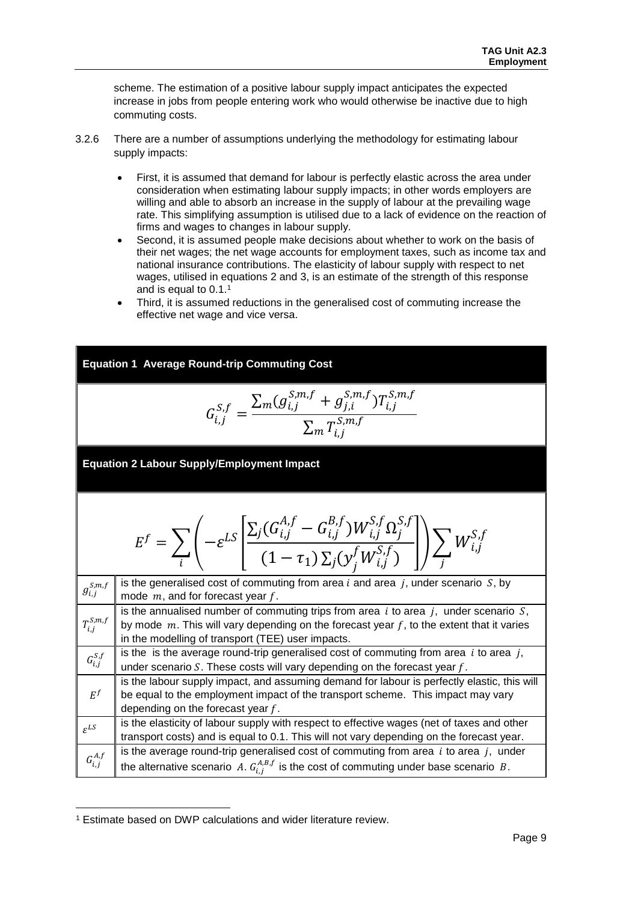scheme. The estimation of a positive labour supply impact anticipates the expected increase in jobs from people entering work who would otherwise be inactive due to high commuting costs.

3.2.6 There are a number of assumptions underlying the methodology for estimating labour supply impacts:

- First, it is assumed that demand for labour is perfectly elastic across the area under consideration when estimating labour supply impacts; in other words employers are willing and able to absorb an increase in the supply of labour at the prevailing wage rate. This simplifying assumption is utilised due to a lack of evidence on the reaction of firms and wages to changes in labour supply.
- Second, it is assumed people make decisions about whether to work on the basis of their net wages; the net wage accounts for employment taxes, such as income tax and national insurance contributions. The elasticity of labour supply with respect to net wages, utilised in equations 2 and 3, is an estimate of the strength of this response and is equal to 0.1.[1]
- Third, it is assumed reductions in the generalised cost of commuting increase the effective net wage and vice versa.

**Equation 1 Average Round-trip Commuting Cost**

$$G_{i,j}^{S,f} = \frac{\sum_m (g_{i,j}^{S,m,f} + g_{j,i}^{S,m,f}) T_{i,j}^{S,m,f}}{\sum_m T_{i,j}^{S,m,f}}$$

**Equation 2 Labour Supply/Employment Impact**

$$E^f = \sum_i \left( -\varepsilon^{LS} \left[ \frac{\sum_j (G_{i,j}^{A,f} - G_{i,j}^{B,f}) W_{i,j}^{S,f} \Omega_j^{S,f}}{(1-\tau_1) \sum_j (y_j^f W_{i,j}^{S,f})} \right] \right) \sum_j W_{i,j}^{S,f}$$

| Symbol | Definition |
|---|---|
| $g_{i,j}^{S,m,f}$ | is the generalised cost of commuting from area $i$ and area $j$, under scenario $S$, by mode $m$, and for forecast year $f$. |
| $T_{i,j}^{S,m,f}$ | is the annualised number of commuting trips from area $i$ to area $j$, under scenario $S$, by mode $m$. This will vary depending on the forecast year $f$, to the extent that it varies in the modelling of transport (TEE) user impacts. |
| $G_{i,j}^{S,f}$ | is the is the average round-trip generalised cost of commuting from area $i$ to area $j$, under scenario $S$. These costs will vary depending on the forecast year $f$. |
| $E^f$ | is the labour supply impact, and assuming demand for labour is perfectly elastic, this will be equal to the employment impact of the transport scheme. This impact may vary depending on the forecast year $f$. |
| $\varepsilon^{LS}$ | is the elasticity of labour supply with respect to effective wages (net of taxes and other transport costs) and is equal to 0.1. This will not vary depending on the forecast year. |
| $G_{i,j}^{A,f}$ | is the average round-trip generalised cost of commuting from area $i$ to area $j$, under the alternative scenario $A$. $G_{i,j}^{A,B,f}$ is the cost of commuting under base scenario $B$. |

[1] Estimate based on DWP calculations and wider literature review.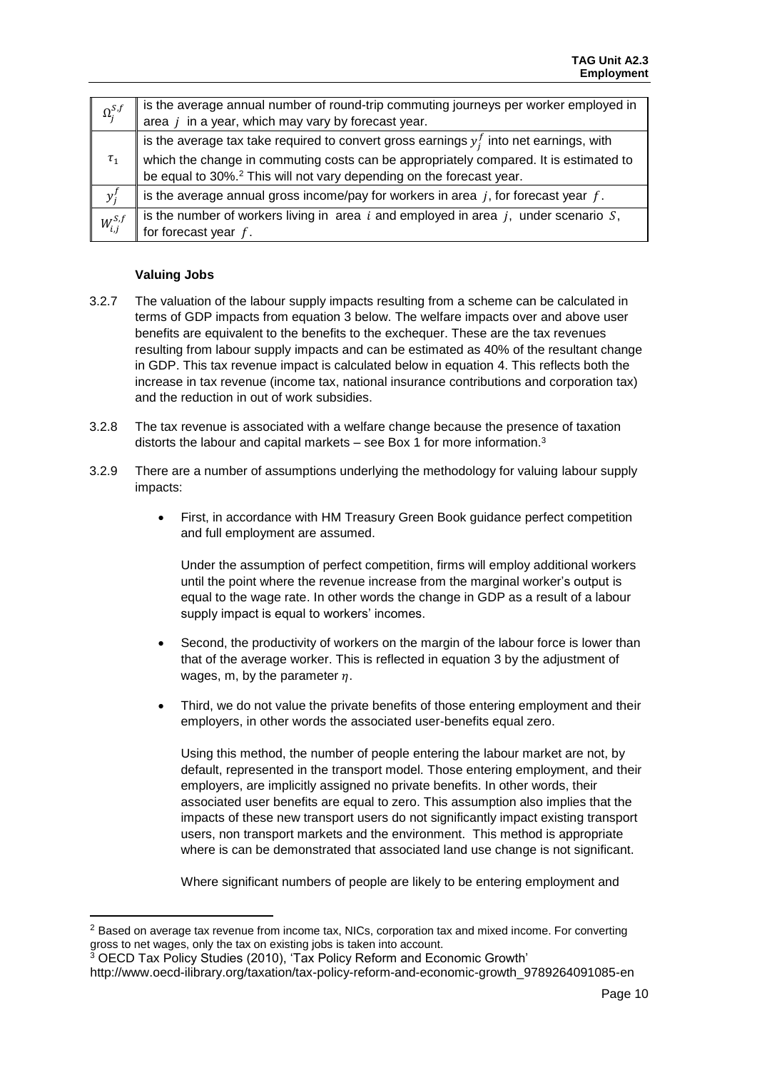| | |
|---|---|
| $\Omega_j^{S,f}$ | is the average annual number of round-trip commuting journeys per worker employed in area $j$ in a year, which may vary by forecast year. |
| $\tau_1$ | is the average tax take required to convert gross earnings $y_j^f$ into net earnings, with which the change in commuting costs can be appropriately compared. It is estimated to be equal to 30%.[2] This will not vary depending on the forecast year. |
| $y_j^f$ | is the average annual gross income/pay for workers in area $j$, for forecast year $f$. |
| $W_{i,j}^{S,f}$ | is the number of workers living in area $i$ and employed in area $j$, under scenario $S$, for forecast year $f$. |

**Valuing Jobs**

3.2.7 The valuation of the labour supply impacts resulting from a scheme can be calculated in terms of GDP impacts from equation 3 below. The welfare impacts over and above user benefits are equivalent to the benefits to the exchequer. These are the tax revenues resulting from labour supply impacts and can be estimated as 40% of the resultant change in GDP. This tax revenue impact is calculated below in equation 4. This reflects both the increase in tax revenue (income tax, national insurance contributions and corporation tax) and the reduction in out of work subsidies.

3.2.8 The tax revenue is associated with a welfare change because the presence of taxation distorts the labour and capital markets – see Box 1 for more information.[3]

3.2.9 There are a number of assumptions underlying the methodology for valuing labour supply impacts:

- First, in accordance with HM Treasury Green Book guidance perfect competition and full employment are assumed.

  Under the assumption of perfect competition, firms will employ additional workers until the point where the revenue increase from the marginal worker's output is equal to the wage rate. In other words the change in GDP as a result of a labour supply impact is equal to workers' incomes.

- Second, the productivity of workers on the margin of the labour force is lower than that of the average worker. This is reflected in equation 3 by the adjustment of wages, m, by the parameter $\eta$.

- Third, we do not value the private benefits of those entering employment and their employers, in other words the associated user-benefits equal zero.

  Using this method, the number of people entering the labour market are not, by default, represented in the transport model. Those entering employment, and their employers, are implicitly assigned no private benefits. In other words, their associated user benefits are equal to zero. This assumption also implies that the impacts of these new transport users do not significantly impact existing transport users, non transport markets and the environment. This method is appropriate where is can be demonstrated that associated land use change is not significant.

  Where significant numbers of people are likely to be entering employment and

---

[2] Based on average tax revenue from income tax, NICs, corporation tax and mixed income. For converting gross to net wages, only the tax on existing jobs is taken into account.

[3] OECD Tax Policy Studies (2010), 'Tax Policy Reform and Economic Growth' http://www.oecd-ilibrary.org/taxation/tax-policy-reform-and-economic-growth_9789264091085-en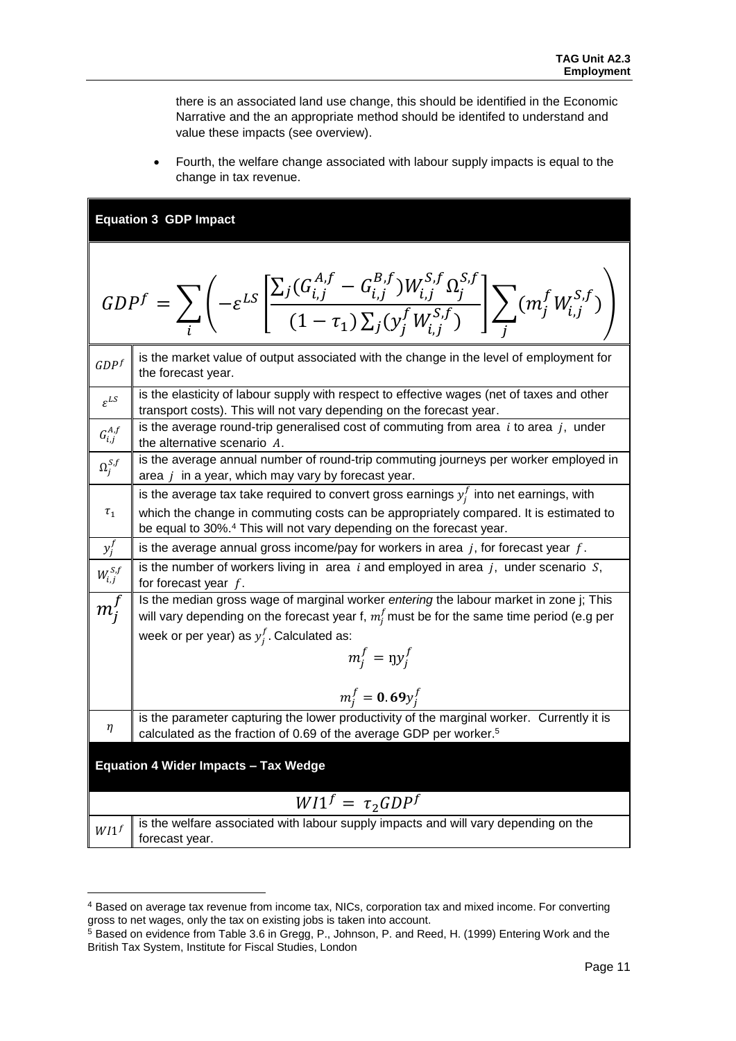there is an associated land use change, this should be identified in the Economic Narrative and the an appropriate method should be identifed to understand and value these impacts (see overview).

- Fourth, the welfare change associated with labour supply impacts is equal to the change in tax revenue.

**Equation 3 GDP Impact**

$$GDP^f = \sum_i \left( -\varepsilon^{LS} \left[ \frac{\sum_j (G_{i,j}^{A,f} - G_{i,j}^{B,f}) W_{i,j}^{S,f} \Omega_j^{S,f}}{(1-\tau_1)\sum_j (y_j^f W_{i,j}^{S,f})} \right] \sum_j (m_j^f W_{i,j}^{S,f}) \right)$$

| Symbol | Description |
|---|---|
| $GDP^f$ | is the market value of output associated with the change in the level of employment for the forecast year. |
| $\varepsilon^{LS}$ | is the elasticity of labour supply with respect to effective wages (net of taxes and other transport costs). This will not vary depending on the forecast year. |
| $G_{i,j}^{A,f}$ | is the average round-trip generalised cost of commuting from area $i$ to area $j$, under the alternative scenario $A$. |
| $\Omega_j^{S,f}$ | is the average annual number of round-trip commuting journeys per worker employed in area $j$ in a year, which may vary by forecast year. |
| $\tau_1$ | is the average tax take required to convert gross earnings $y_j^f$ into net earnings, with which the change in commuting costs can be appropriately compared. It is estimated to be equal to 30%.[4] This will not vary depending on the forecast year. |
| $y_j^f$ | is the average annual gross income/pay for workers in area $j$, for forecast year $f$. |
| $W_{i,j}^{S,f}$ | is the number of workers living in area $i$ and employed in area $j$, under scenario $S$, for forecast year $f$. |
| $m_j^f$ | Is the median gross wage of marginal worker *entering* the labour market in zone j; This will vary depending on the forecast year f, $m_j^f$ must be for the same time period (e.g per week or per year) as $y_j^f$. Calculated as: $m_j^f = \eta y_j^f$ ; $m_j^f = \mathbf{0.69} y_j^f$ |
| $\eta$ | is the parameter capturing the lower productivity of the marginal worker. Currently it is calculated as the fraction of 0.69 of the average GDP per worker.[5] |

**Equation 4 Wider Impacts – Tax Wedge**

$$WI1^f = \tau_2 GDP^f$$

| Symbol | Description |
|---|---|
| $WI1^f$ | is the welfare associated with labour supply impacts and will vary depending on the forecast year. |

[4] Based on average tax revenue from income tax, NICs, corporation tax and mixed income. For converting gross to net wages, only the tax on existing jobs is taken into account.

[5] Based on evidence from Table 3.6 in Gregg, P., Johnson, P. and Reed, H. (1999) Entering Work and the British Tax System, Institute for Fiscal Studies, London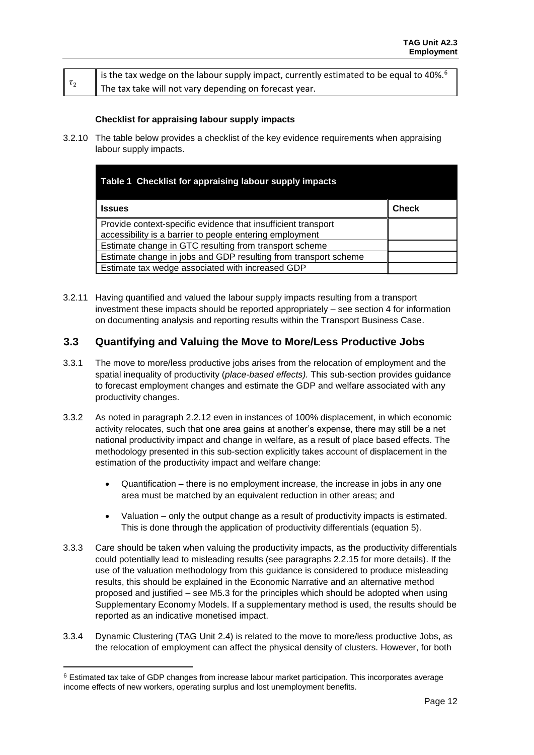| | |
|---|---|
| $\tau_2$ | is the tax wedge on the labour supply impact, currently estimated to be equal to 40%.[6] The tax take will not vary depending on forecast year. |

**Checklist for appraising labour supply impacts**

3.2.10 The table below provides a checklist of the key evidence requirements when appraising labour supply impacts.

**Table 1 Checklist for appraising labour supply impacts**

| Issues | Check |
|---|---|
| Provide context-specific evidence that insufficient transport accessibility is a barrier to people entering employment | |
| Estimate change in GTC resulting from transport scheme | |
| Estimate change in jobs and GDP resulting from transport scheme | |
| Estimate tax wedge associated with increased GDP | |

3.2.11 Having quantified and valued the labour supply impacts resulting from a transport investment these impacts should be reported appropriately – see section 4 for information on documenting analysis and reporting results within the Transport Business Case.

## 3.3 Quantifying and Valuing the Move to More/Less Productive Jobs

3.3.1 The move to more/less productive jobs arises from the relocation of employment and the spatial inequality of productivity (*place-based effects).* This sub-section provides guidance to forecast employment changes and estimate the GDP and welfare associated with any productivity changes.

3.3.2 As noted in paragraph 2.2.12 even in instances of 100% displacement, in which economic activity relocates, such that one area gains at another's expense, there may still be a net national productivity impact and change in welfare, as a result of place based effects. The methodology presented in this sub-section explicitly takes account of displacement in the estimation of the productivity impact and welfare change:

- Quantification – there is no employment increase, the increase in jobs in any one area must be matched by an equivalent reduction in other areas; and
- Valuation – only the output change as a result of productivity impacts is estimated. This is done through the application of productivity differentials (equation 5).

3.3.3 Care should be taken when valuing the productivity impacts, as the productivity differentials could potentially lead to misleading results (see paragraphs 2.2.15 for more details). If the use of the valuation methodology from this guidance is considered to produce misleading results, this should be explained in the Economic Narrative and an alternative method proposed and justified – see M5.3 for the principles which should be adopted when using Supplementary Economy Models. If a supplementary method is used, the results should be reported as an indicative monetised impact.

3.3.4 Dynamic Clustering (TAG Unit 2.4) is related to the move to more/less productive Jobs, as the relocation of employment can affect the physical density of clusters. However, for both

[6] Estimated tax take of GDP changes from increase labour market participation. This incorporates average income effects of new workers, operating surplus and lost unemployment benefits.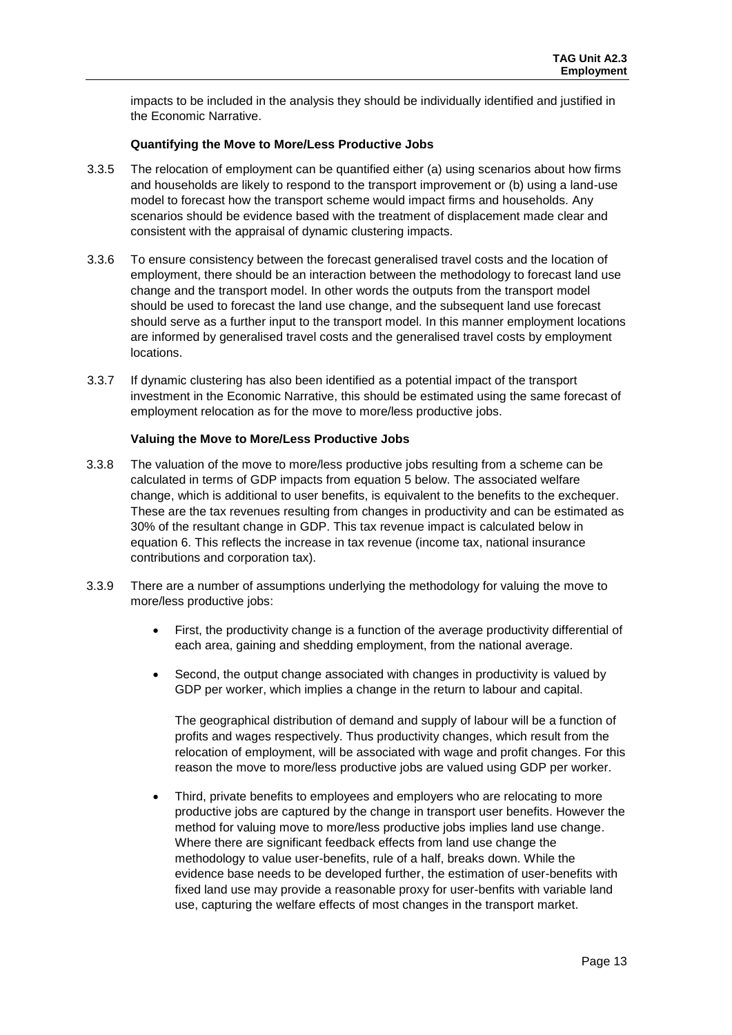impacts to be included in the analysis they should be individually identified and justified in the Economic Narrative.

**Quantifying the Move to More/Less Productive Jobs**

3.3.5 The relocation of employment can be quantified either (a) using scenarios about how firms and households are likely to respond to the transport improvement or (b) using a land-use model to forecast how the transport scheme would impact firms and households. Any scenarios should be evidence based with the treatment of displacement made clear and consistent with the appraisal of dynamic clustering impacts.

3.3.6 To ensure consistency between the forecast generalised travel costs and the location of employment, there should be an interaction between the methodology to forecast land use change and the transport model. In other words the outputs from the transport model should be used to forecast the land use change, and the subsequent land use forecast should serve as a further input to the transport model. In this manner employment locations are informed by generalised travel costs and the generalised travel costs by employment locations.

3.3.7 If dynamic clustering has also been identified as a potential impact of the transport investment in the Economic Narrative, this should be estimated using the same forecast of employment relocation as for the move to more/less productive jobs.

**Valuing the Move to More/Less Productive Jobs**

3.3.8 The valuation of the move to more/less productive jobs resulting from a scheme can be calculated in terms of GDP impacts from equation 5 below. The associated welfare change, which is additional to user benefits, is equivalent to the benefits to the exchequer. These are the tax revenues resulting from changes in productivity and can be estimated as 30% of the resultant change in GDP. This tax revenue impact is calculated below in equation 6. This reflects the increase in tax revenue (income tax, national insurance contributions and corporation tax).

3.3.9 There are a number of assumptions underlying the methodology for valuing the move to more/less productive jobs:

- First, the productivity change is a function of the average productivity differential of each area, gaining and shedding employment, from the national average.
- Second, the output change associated with changes in productivity is valued by GDP per worker, which implies a change in the return to labour and capital.

  The geographical distribution of demand and supply of labour will be a function of profits and wages respectively. Thus productivity changes, which result from the relocation of employment, will be associated with wage and profit changes. For this reason the move to more/less productive jobs are valued using GDP per worker.

- Third, private benefits to employees and employers who are relocating to more productive jobs are captured by the change in transport user benefits. However the method for valuing move to more/less productive jobs implies land use change. Where there are significant feedback effects from land use change the methodology to value user-benefits, rule of a half, breaks down. While the evidence base needs to be developed further, the estimation of user-benefits with fixed land use may provide a reasonable proxy for user-benfits with variable land use, capturing the welfare effects of most changes in the transport market.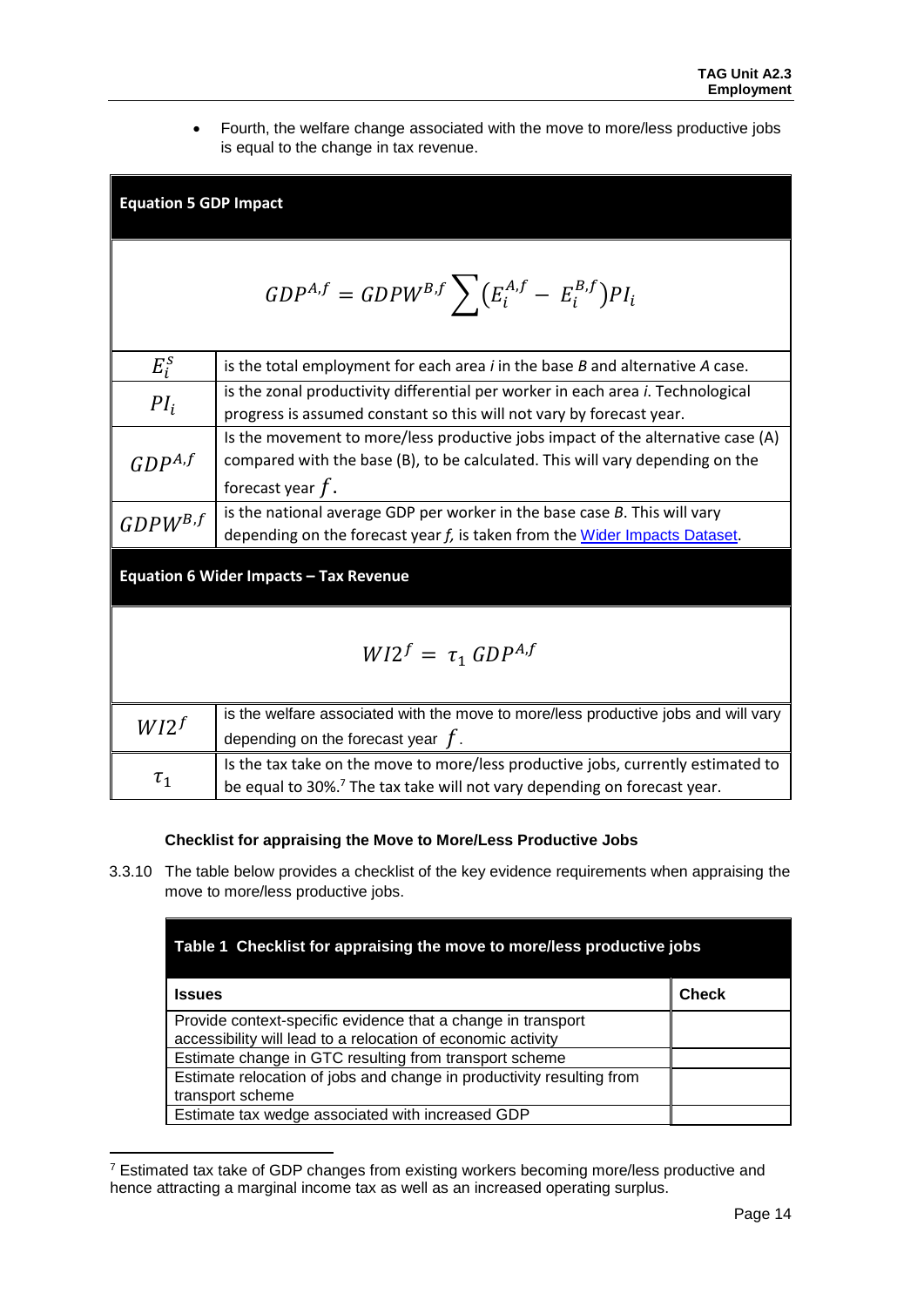- Fourth, the welfare change associated with the move to more/less productive jobs is equal to the change in tax revenue.

**Equation 5 GDP Impact**

$$GDP^{A,f} = GDPW^{B,f} \sum \left(E_i^{A,f} - E_i^{B,f}\right) PI_i$$

| | |
|---|---|
| $E_i^S$ | is the total employment for each area *i* in the base *B* and alternative *A* case. |
| $PI_i$ | is the zonal productivity differential per worker in each area *i*. Technological progress is assumed constant so this will not vary by forecast year. |
| $GDP^{A,f}$ | Is the movement to more/less productive jobs impact of the alternative case (A) compared with the base (B), to be calculated. This will vary depending on the forecast year $f$. |
| $GDPW^{B,f}$ | is the national average GDP per worker in the base case *B*. This will vary depending on the forecast year *f*, is taken from the Wider Impacts Dataset. |

**Equation 6 Wider Impacts – Tax Revenue**

$$WI2^f = \tau_1 \, GDP^{A,f}$$

| | |
|---|---|
| $WI2^f$ | is the welfare associated with the move to more/less productive jobs and will vary depending on the forecast year $f$. |
| $\tau_1$ | Is the tax take on the move to more/less productive jobs, currently estimated to be equal to 30%.[7] The tax take will not vary depending on forecast year. |

#### Checklist for appraising the Move to More/Less Productive Jobs

3.3.10 The table below provides a checklist of the key evidence requirements when appraising the move to more/less productive jobs.

**Table 1 Checklist for appraising the move to more/less productive jobs**

| Issues | Check |
|---|---|
| Provide context-specific evidence that a change in transport accessibility will lead to a relocation of economic activity | |
| Estimate change in GTC resulting from transport scheme | |
| Estimate relocation of jobs and change in productivity resulting from transport scheme | |
| Estimate tax wedge associated with increased GDP | |

[7] Estimated tax take of GDP changes from existing workers becoming more/less productive and hence attracting a marginal income tax as well as an increased operating surplus.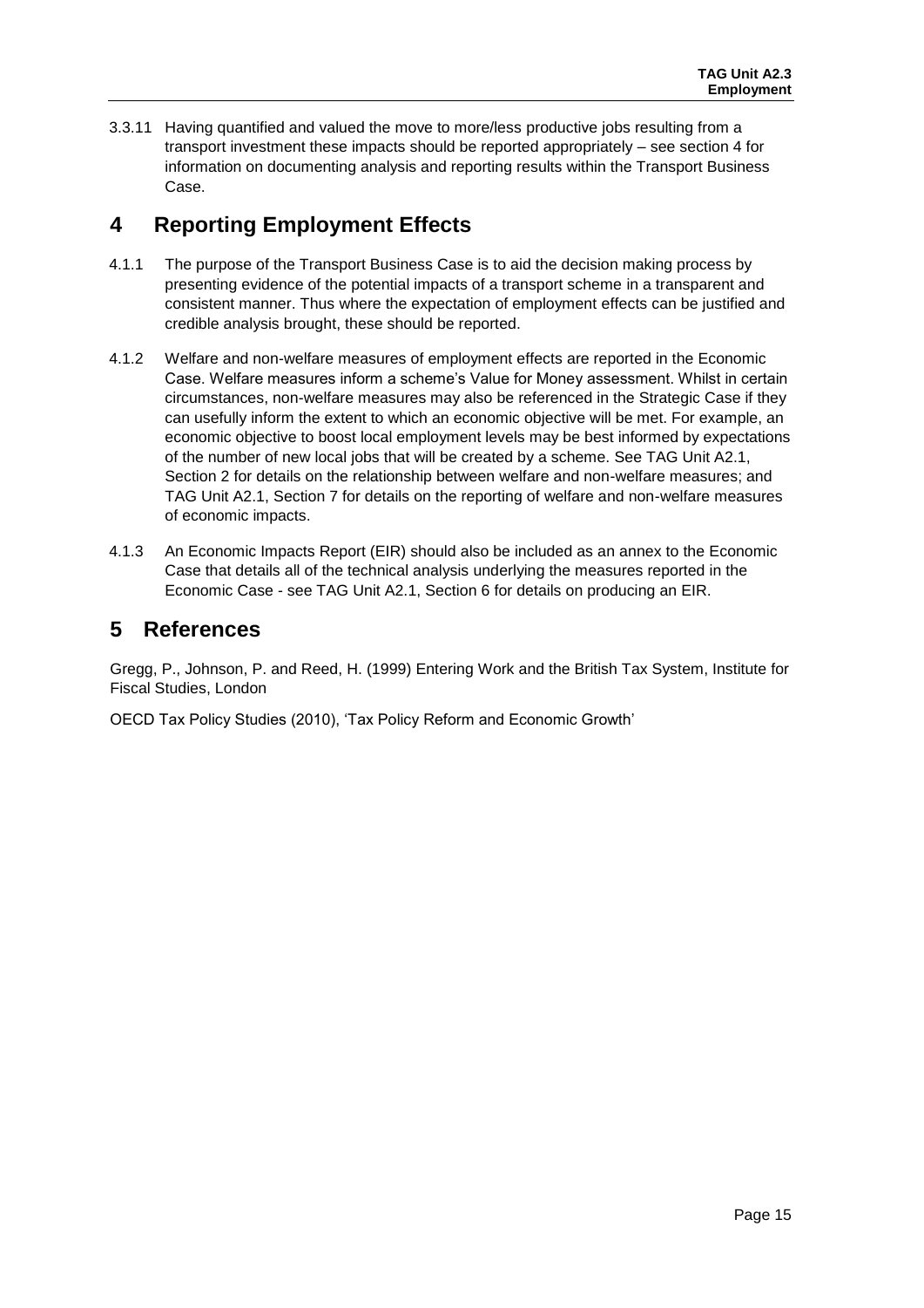3.3.11 Having quantified and valued the move to more/less productive jobs resulting from a transport investment these impacts should be reported appropriately – see section 4 for information on documenting analysis and reporting results within the Transport Business Case.

# 4 Reporting Employment Effects

4.1.1 The purpose of the Transport Business Case is to aid the decision making process by presenting evidence of the potential impacts of a transport scheme in a transparent and consistent manner. Thus where the expectation of employment effects can be justified and credible analysis brought, these should be reported.

4.1.2 Welfare and non-welfare measures of employment effects are reported in the Economic Case. Welfare measures inform a scheme's Value for Money assessment. Whilst in certain circumstances, non-welfare measures may also be referenced in the Strategic Case if they can usefully inform the extent to which an economic objective will be met. For example, an economic objective to boost local employment levels may be best informed by expectations of the number of new local jobs that will be created by a scheme. See TAG Unit A2.1, Section 2 for details on the relationship between welfare and non-welfare measures; and TAG Unit A2.1, Section 7 for details on the reporting of welfare and non-welfare measures of economic impacts.

4.1.3 An Economic Impacts Report (EIR) should also be included as an annex to the Economic Case that details all of the technical analysis underlying the measures reported in the Economic Case - see TAG Unit A2.1, Section 6 for details on producing an EIR.

# 5 References

Gregg, P., Johnson, P. and Reed, H. (1999) Entering Work and the British Tax System, Institute for Fiscal Studies, London

OECD Tax Policy Studies (2010), 'Tax Policy Reform and Economic Growth'